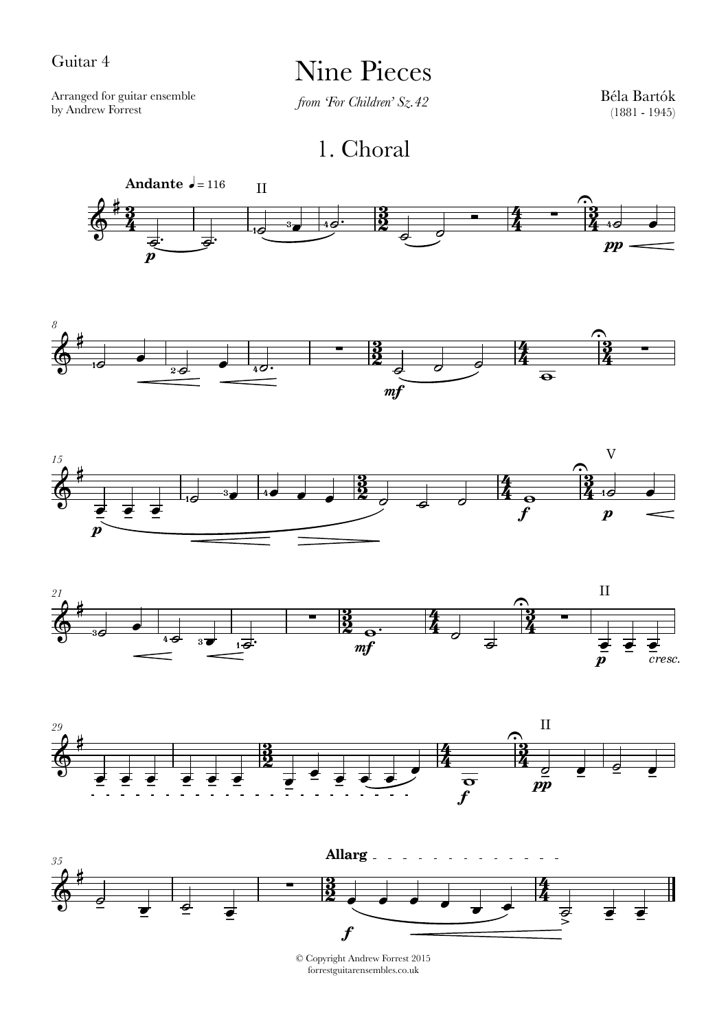Guitar 4

# Nine Pieces

*from 'For Children' Sz.42*

Arranged for guitar ensemble by Andrew Forrest

Béla Bartók (1881 - 1945)

## 1. Choral

© Copyright Andrew Forrest 2015
forrestguitarensembles.co.uk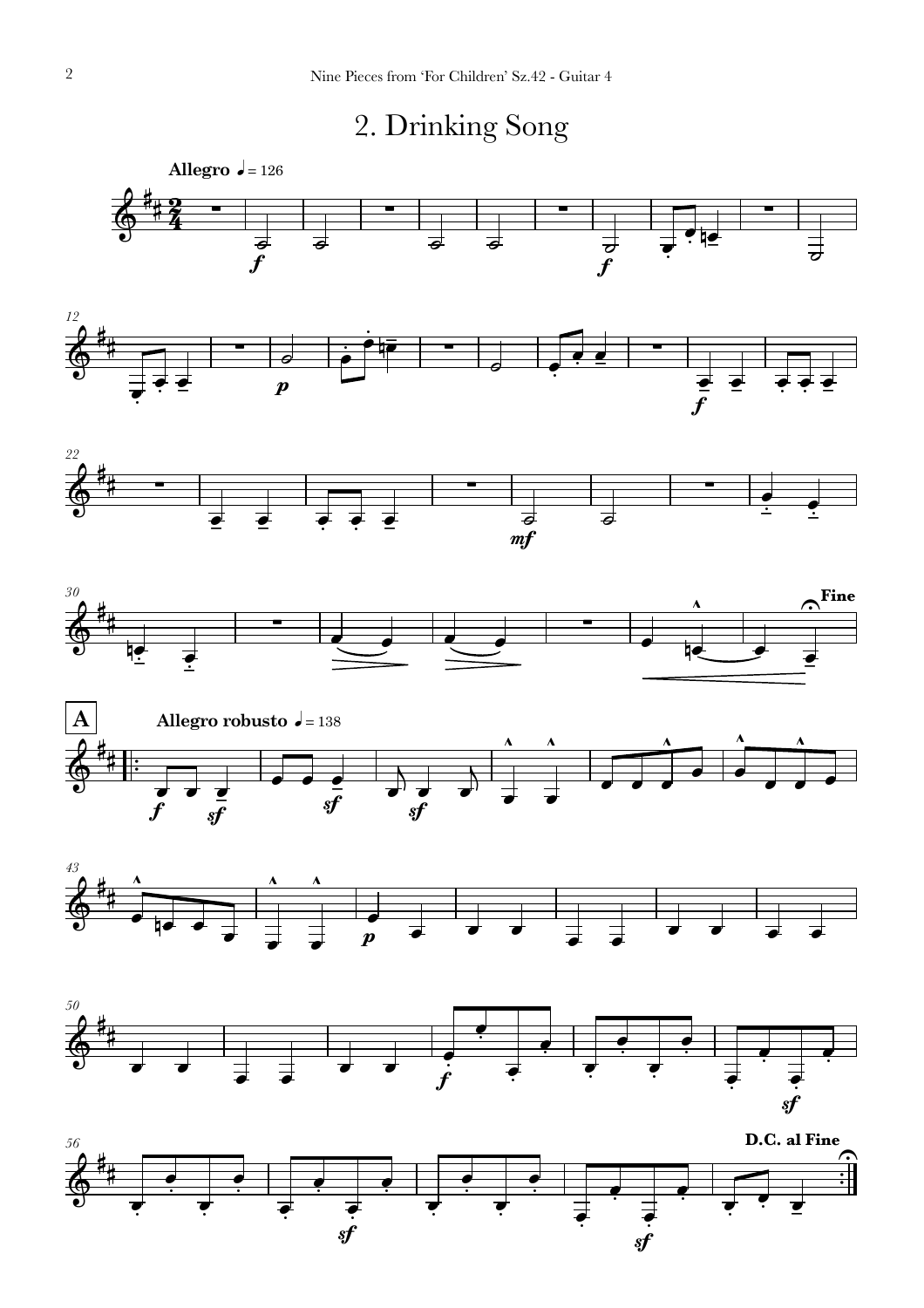# 2. Drinking Song

**Allegro** ♩ = 126

**Fine**

**A**

**Allegro robusto** ♩ = 138

**D.C. al Fine**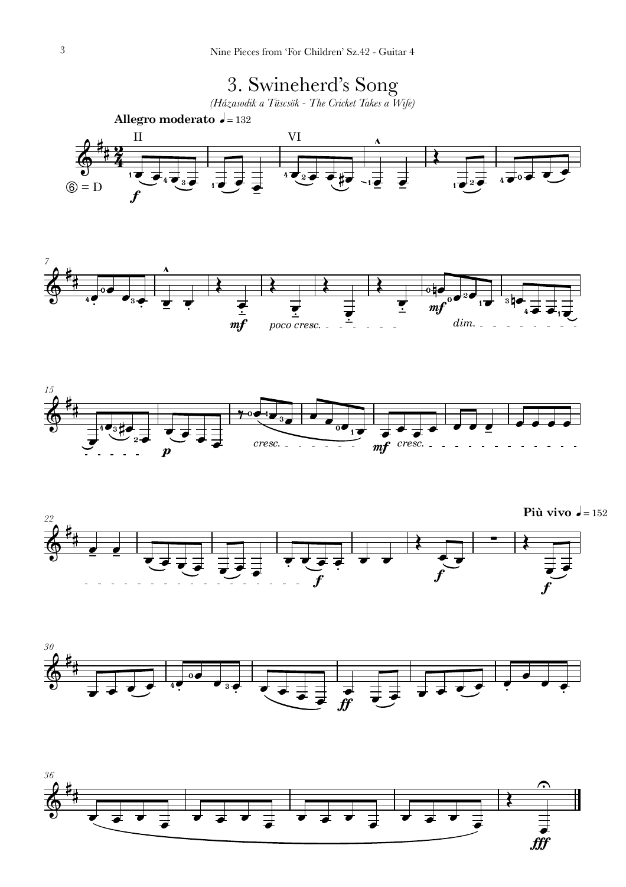# 3. Swineherd's Song

*(Házasodik a Tücsök - The Cricket Takes a Wife)*

**Allegro moderato** ♩= 132

⑥ = D

**Più vivo** ♩= 152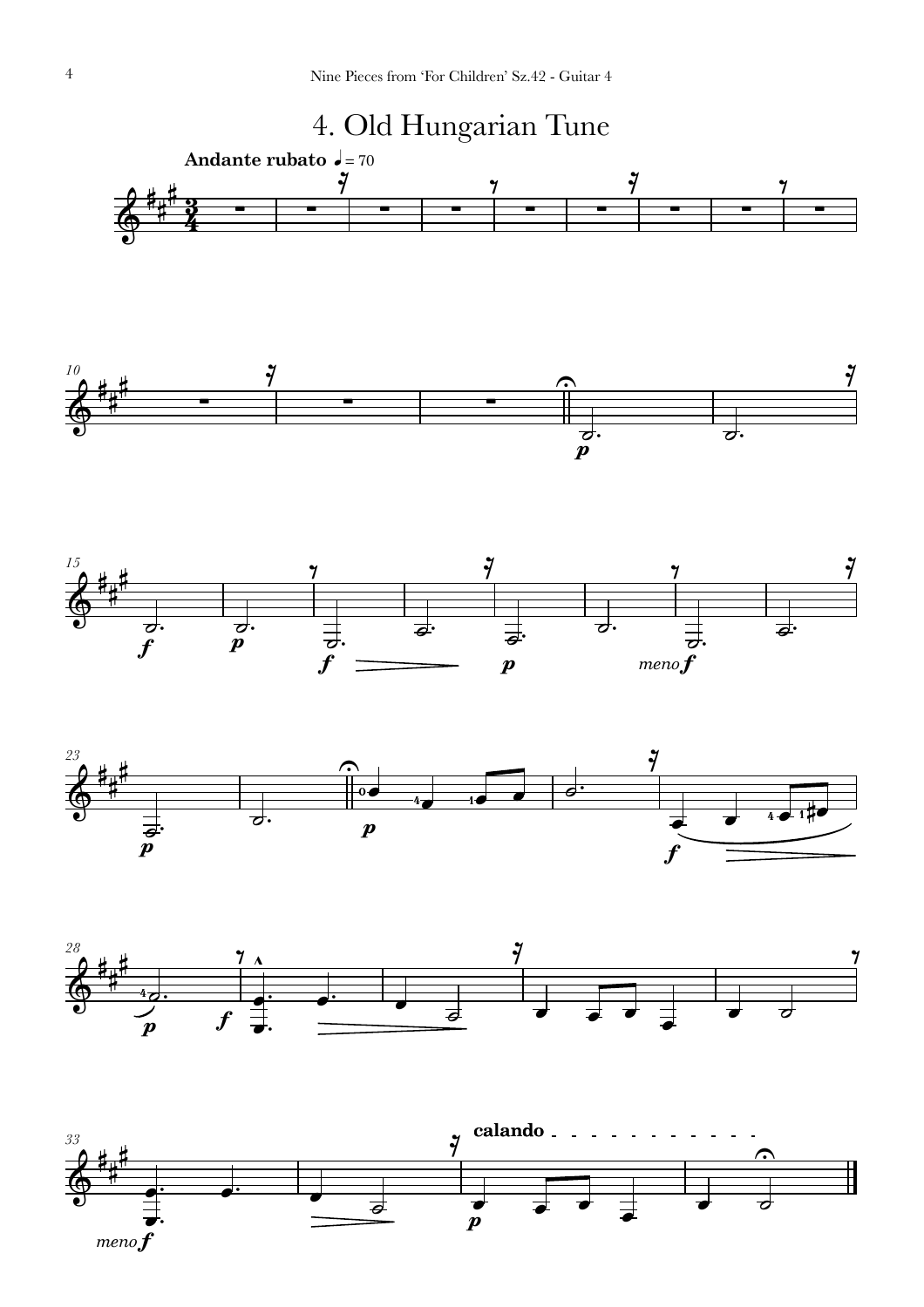# 4. Old Hungarian Tune

**Andante rubato** ♩ = 70